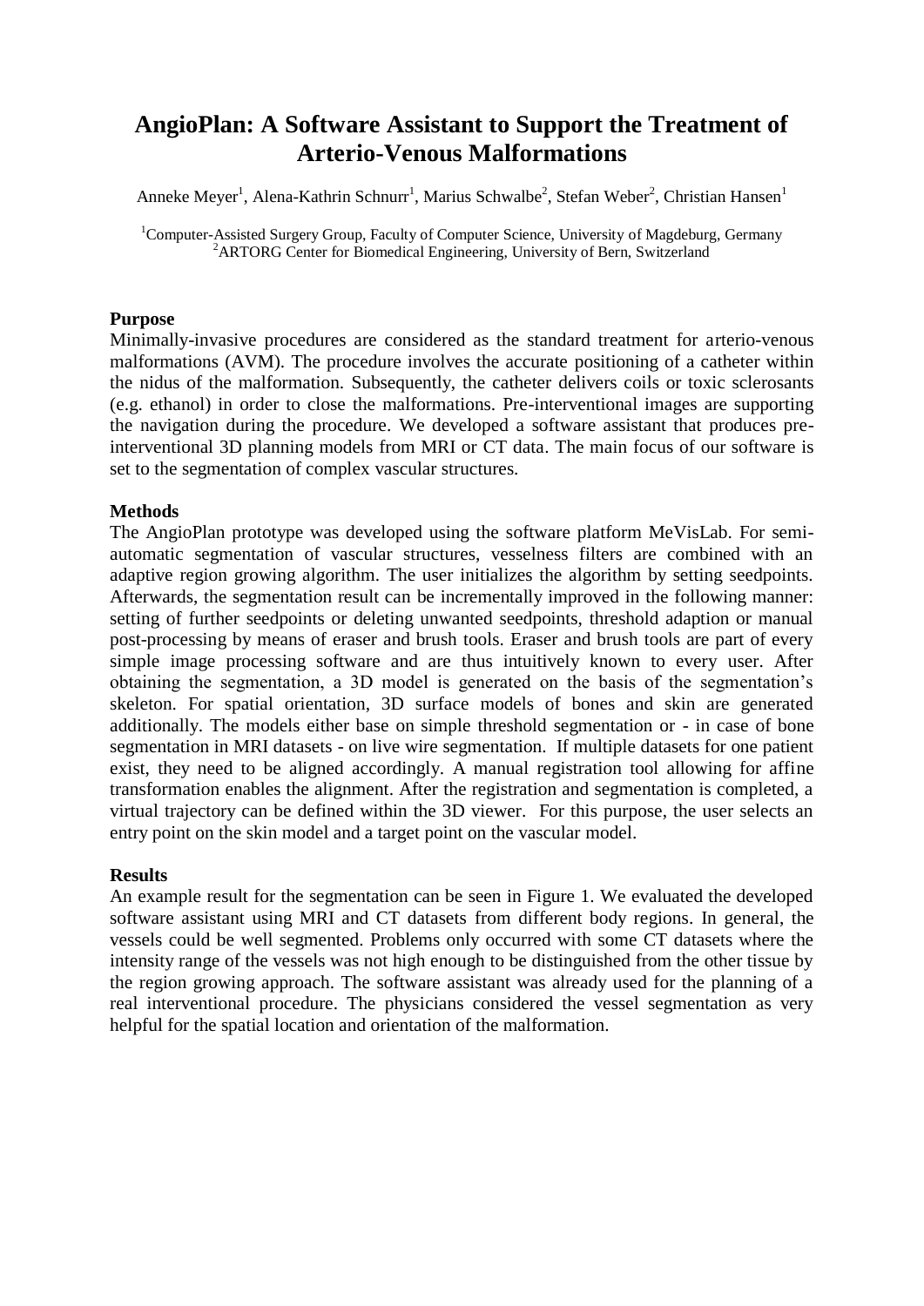# AngioPlan: A Software Assistant to Support the Treatment of Arterio-Venous Malformations

Anneke Meyer[1], Alena-Kathrin Schnurr[1], Marius Schwalbe[2], Stefan Weber[2], Christian Hansen[1]

[1]Computer-Assisted Surgery Group, Faculty of Computer Science, University of Magdeburg, Germany
[2]ARTORG Center for Biomedical Engineering, University of Bern, Switzerland

## Purpose

Minimally-invasive procedures are considered as the standard treatment for arterio-venous malformations (AVM). The procedure involves the accurate positioning of a catheter within the nidus of the malformation. Subsequently, the catheter delivers coils or toxic sclerosants (e.g. ethanol) in order to close the malformations. Pre-interventional images are supporting the navigation during the procedure. We developed a software assistant that produces pre-interventional 3D planning models from MRI or CT data. The main focus of our software is set to the segmentation of complex vascular structures.

## Methods

The AngioPlan prototype was developed using the software platform MeVisLab. For semi-automatic segmentation of vascular structures, vesselness filters are combined with an adaptive region growing algorithm. The user initializes the algorithm by setting seedpoints. Afterwards, the segmentation result can be incrementally improved in the following manner: setting of further seedpoints or deleting unwanted seedpoints, threshold adaption or manual post-processing by means of eraser and brush tools. Eraser and brush tools are part of every simple image processing software and are thus intuitively known to every user. After obtaining the segmentation, a 3D model is generated on the basis of the segmentation's skeleton. For spatial orientation, 3D surface models of bones and skin are generated additionally. The models either base on simple threshold segmentation or - in case of bone segmentation in MRI datasets - on live wire segmentation. If multiple datasets for one patient exist, they need to be aligned accordingly. A manual registration tool allowing for affine transformation enables the alignment. After the registration and segmentation is completed, a virtual trajectory can be defined within the 3D viewer. For this purpose, the user selects an entry point on the skin model and a target point on the vascular model.

## Results

An example result for the segmentation can be seen in Figure 1. We evaluated the developed software assistant using MRI and CT datasets from different body regions. In general, the vessels could be well segmented. Problems only occurred with some CT datasets where the intensity range of the vessels was not high enough to be distinguished from the other tissue by the region growing approach. The software assistant was already used for the planning of a real interventional procedure. The physicians considered the vessel segmentation as very helpful for the spatial location and orientation of the malformation.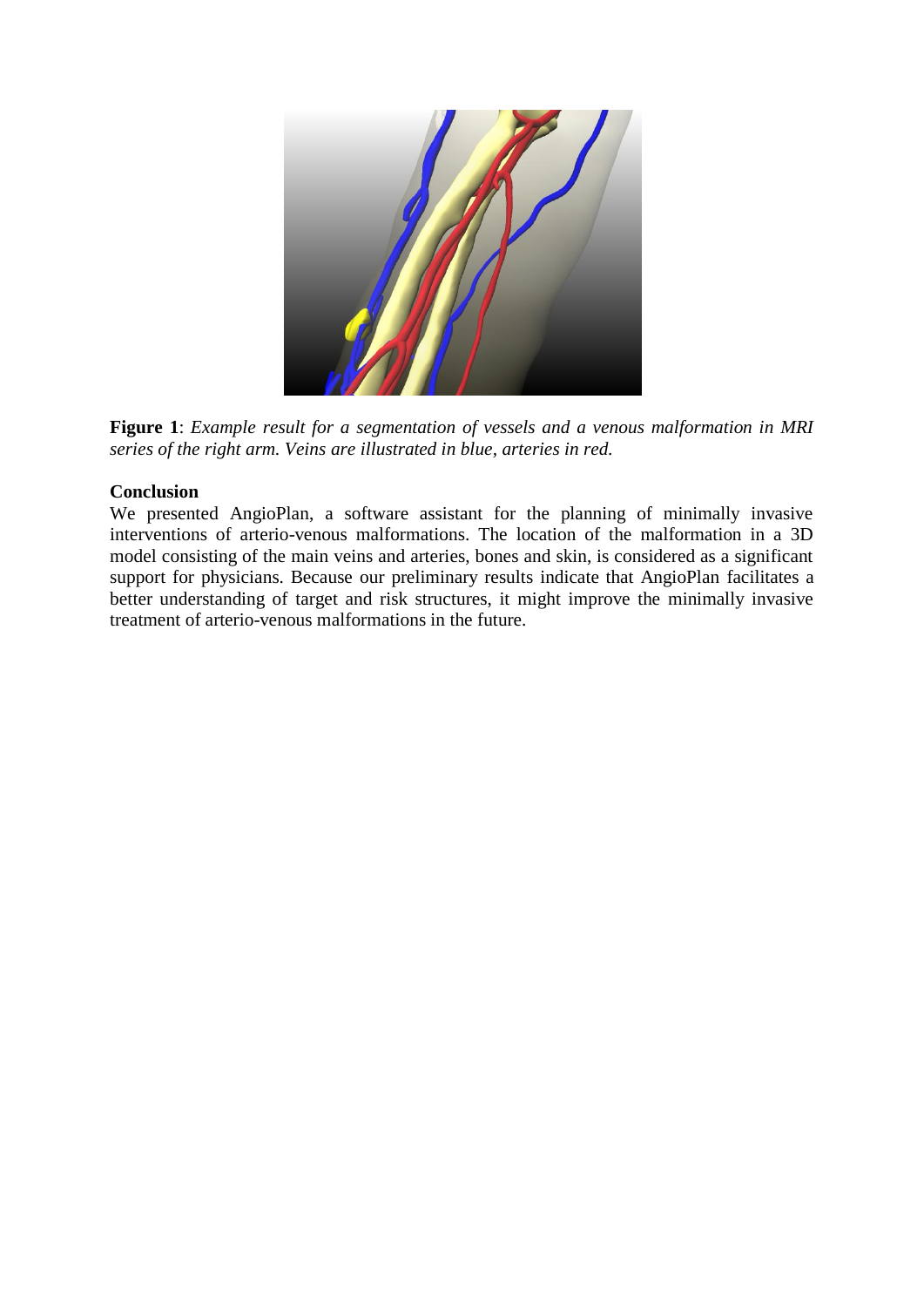**Figure 1**: *Example result for a segmentation of vessels and a venous malformation in MRI series of the right arm. Veins are illustrated in blue, arteries in red.*

**Conclusion**

We presented AngioPlan, a software assistant for the planning of minimally invasive interventions of arterio-venous malformations. The location of the malformation in a 3D model consisting of the main veins and arteries, bones and skin, is considered as a significant support for physicians. Because our preliminary results indicate that AngioPlan facilitates a better understanding of target and risk structures, it might improve the minimally invasive treatment of arterio-venous malformations in the future.